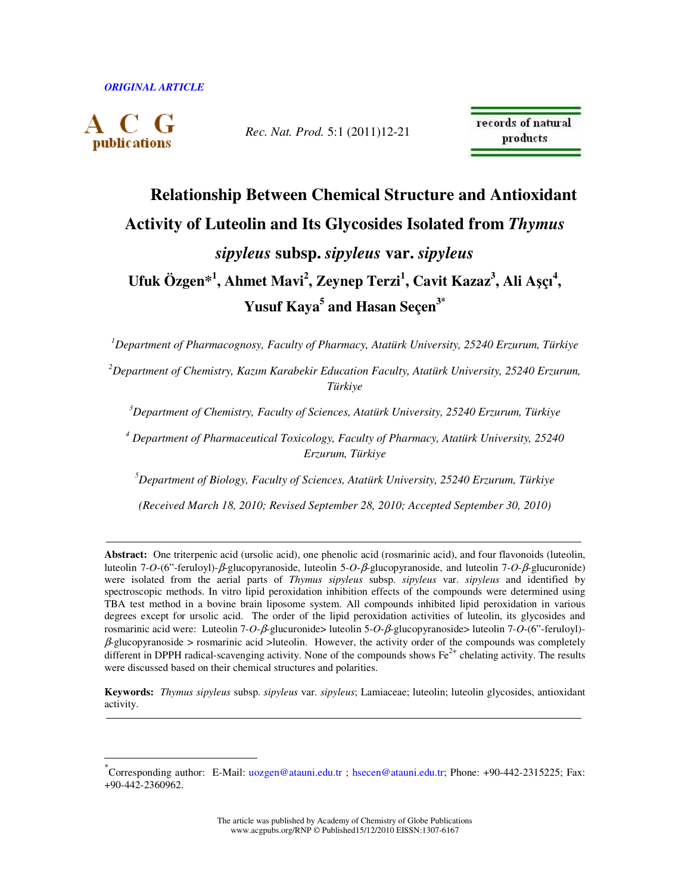*ORIGINAL ARTICLE*

# Relationship Between Chemical Structure and Antioxidant Activity of Luteolin and Its Glycosides Isolated from *Thymus sipyleus* subsp. *sipyleus* var. *sipyleus*

**Ufuk Özgen*[1], Ahmet Mavi[2], Zeynep Terzi[1], Cavit Kazaz[3], Ali Aşçı[4], Yusuf Kaya[5] and Hasan Seçen[3*]**

[1]*Department of Pharmacognosy, Faculty of Pharmacy, Atatürk University, 25240 Erzurum, Türkiye*

[2]*Department of Chemistry, Kazım Karabekir Education Faculty, Atatürk University, 25240 Erzurum, Türkiye*

[3]*Department of Chemistry, Faculty of Sciences, Atatürk University, 25240 Erzurum, Türkiye*

[4]*Department of Pharmaceutical Toxicology, Faculty of Pharmacy, Atatürk University, 25240 Erzurum, Türkiye*

[5]*Department of Biology, Faculty of Sciences, Atatürk University, 25240 Erzurum, Türkiye*

*(Received March 18, 2010; Revised September 28, 2010; Accepted September 30, 2010)*

---

**Abstract:** One triterpenic acid (ursolic acid), one phenolic acid (rosmarinic acid), and four flavonoids (luteolin, luteolin 7-*O*-(6"-feruloyl)-*β*-glucopyranoside, luteolin 5-*O*-*β*-glucopyranoside, and luteolin 7-*O*-*β*-glucuronide) were isolated from the aerial parts of *Thymus sipyleus* subsp. *sipyleus* var. *sipyleus* and identified by spectroscopic methods. In vitro lipid peroxidation inhibition effects of the compounds were determined using TBA test method in a bovine brain liposome system. All compounds inhibited lipid peroxidation in various degrees except for ursolic acid. The order of the lipid peroxidation activities of luteolin, its glycosides and rosmarinic acid were: Luteolin 7-*O*-*β*-glucuronide> luteolin 5-*O*-*β*-glucopyranoside> luteolin 7-*O*-(6"-feruloyl)-*β*-glucopyranoside > rosmarinic acid >luteolin. However, the activity order of the compounds was completely different in DPPH radical-scavenging activity. None of the compounds shows $Fe^{2+}$ chelating activity. The results were discussed based on their chemical structures and polarities.

**Keywords:** *Thymus sipyleus* subsp. *sipyleus* var. *sipyleus*; Lamiaceae; luteolin; luteolin glycosides, antioxidant activity.

---

*Corresponding author: E-Mail: uozgen@atauni.edu.tr ; hsecen@atauni.edu.tr; Phone: +90-442-2315225; Fax: +90-442-2360962.

The article was published by Academy of Chemistry of Globe Publications
www.acgpubs.org/RNP © Published15/12/2010 EISSN:1307-6167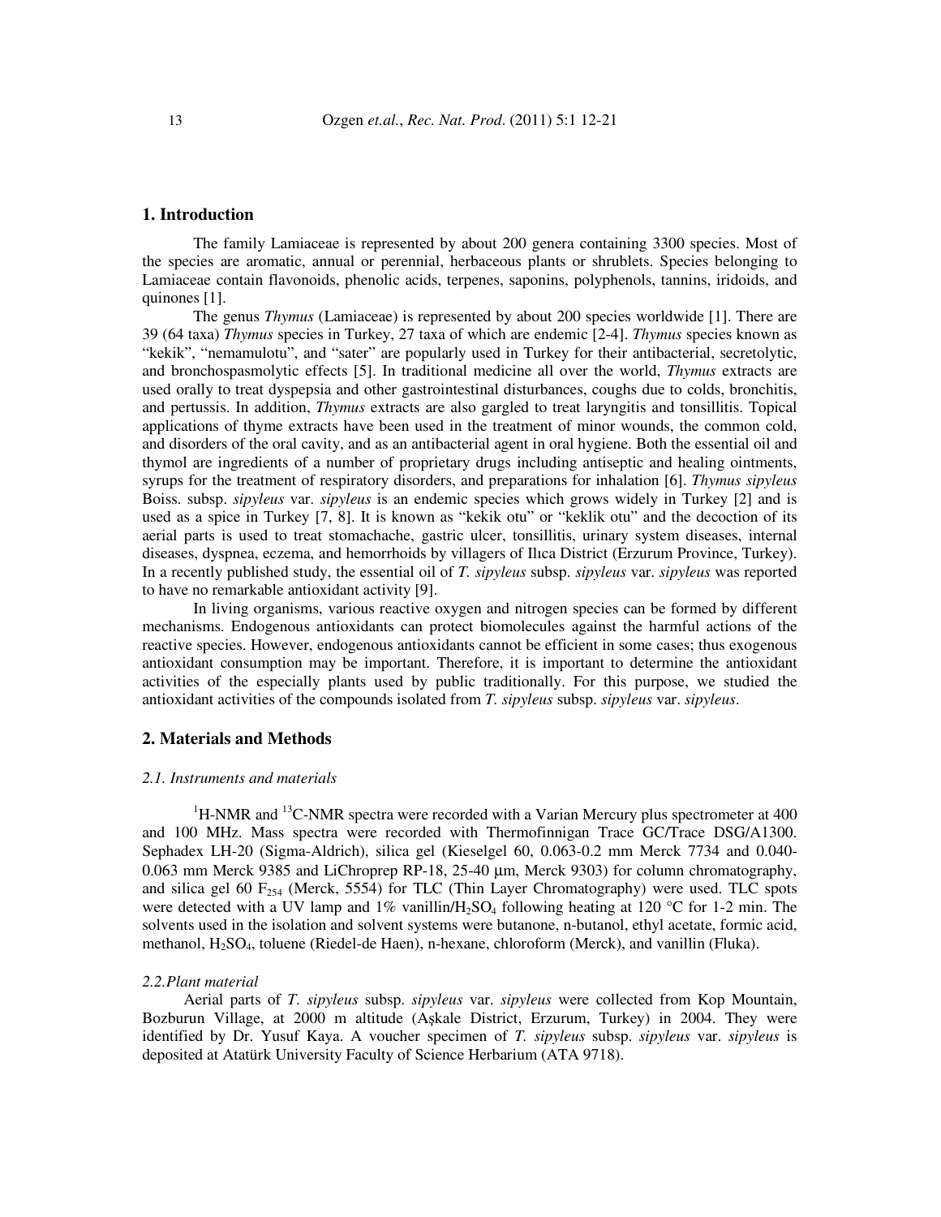## 1. Introduction

The family Lamiaceae is represented by about 200 genera containing 3300 species. Most of the species are aromatic, annual or perennial, herbaceous plants or shrublets. Species belonging to Lamiaceae contain flavonoids, phenolic acids, terpenes, saponins, polyphenols, tannins, iridoids, and quinones [1].

The genus *Thymus* (Lamiaceae) is represented by about 200 species worldwide [1]. There are 39 (64 taxa) *Thymus* species in Turkey, 27 taxa of which are endemic [2-4]. *Thymus* species known as "kekik", "nemamulotu", and "sater" are popularly used in Turkey for their antibacterial, secretolytic, and bronchospasmolytic effects [5]. In traditional medicine all over the world, *Thymus* extracts are used orally to treat dyspepsia and other gastrointestinal disturbances, coughs due to colds, bronchitis, and pertussis. In addition, *Thymus* extracts are also gargled to treat laryngitis and tonsillitis. Topical applications of thyme extracts have been used in the treatment of minor wounds, the common cold, and disorders of the oral cavity, and as an antibacterial agent in oral hygiene. Both the essential oil and thymol are ingredients of a number of proprietary drugs including antiseptic and healing ointments, syrups for the treatment of respiratory disorders, and preparations for inhalation [6]. *Thymus sipyleus* Boiss. subsp. *sipyleus* var. *sipyleus* is an endemic species which grows widely in Turkey [2] and is used as a spice in Turkey [7, 8]. It is known as "kekik otu" or "keklik otu" and the decoction of its aerial parts is used to treat stomachache, gastric ulcer, tonsillitis, urinary system diseases, internal diseases, dyspnea, eczema, and hemorrhoids by villagers of Ilıca District (Erzurum Province, Turkey). In a recently published study, the essential oil of *T. sipyleus* subsp. *sipyleus* var. *sipyleus* was reported to have no remarkable antioxidant activity [9].

In living organisms, various reactive oxygen and nitrogen species can be formed by different mechanisms. Endogenous antioxidants can protect biomolecules against the harmful actions of the reactive species. However, endogenous antioxidants cannot be efficient in some cases; thus exogenous antioxidant consumption may be important. Therefore, it is important to determine the antioxidant activities of the especially plants used by public traditionally. For this purpose, we studied the antioxidant activities of the compounds isolated from *T. sipyleus* subsp. *sipyleus* var. *sipyleus*.

## 2. Materials and Methods

### *2.1. Instruments and materials*

$^{1}$H-NMR and $^{13}$C-NMR spectra were recorded with a Varian Mercury plus spectrometer at 400 and 100 MHz. Mass spectra were recorded with Thermofinnigan Trace GC/Trace DSG/A1300. Sephadex LH-20 (Sigma-Aldrich), silica gel (Kieselgel 60, 0.063-0.2 mm Merck 7734 and 0.040-0.063 mm Merck 9385 and LiChroprep RP-18, 25-40 μm, Merck 9303) for column chromatography, and silica gel 60 $F_{254}$ (Merck, 5554) for TLC (Thin Layer Chromatography) were used. TLC spots were detected with a UV lamp and 1% vanillin/$H_2SO_4$ following heating at 120 °C for 1-2 min. The solvents used in the isolation and solvent systems were butanone, n-butanol, ethyl acetate, formic acid, methanol, $H_2SO_4$, toluene (Riedel-de Haen), n-hexane, chloroform (Merck), and vanillin (Fluka).

### *2.2. Plant material*

Aerial parts of *T. sipyleus* subsp. *sipyleus* var. *sipyleus* were collected from Kop Mountain, Bozburun Village, at 2000 m altitude (Aşkale District, Erzurum, Turkey) in 2004. They were identified by Dr. Yusuf Kaya. A voucher specimen of *T. sipyleus* subsp. *sipyleus* var. *sipyleus* is deposited at Atatürk University Faculty of Science Herbarium (ATA 9718).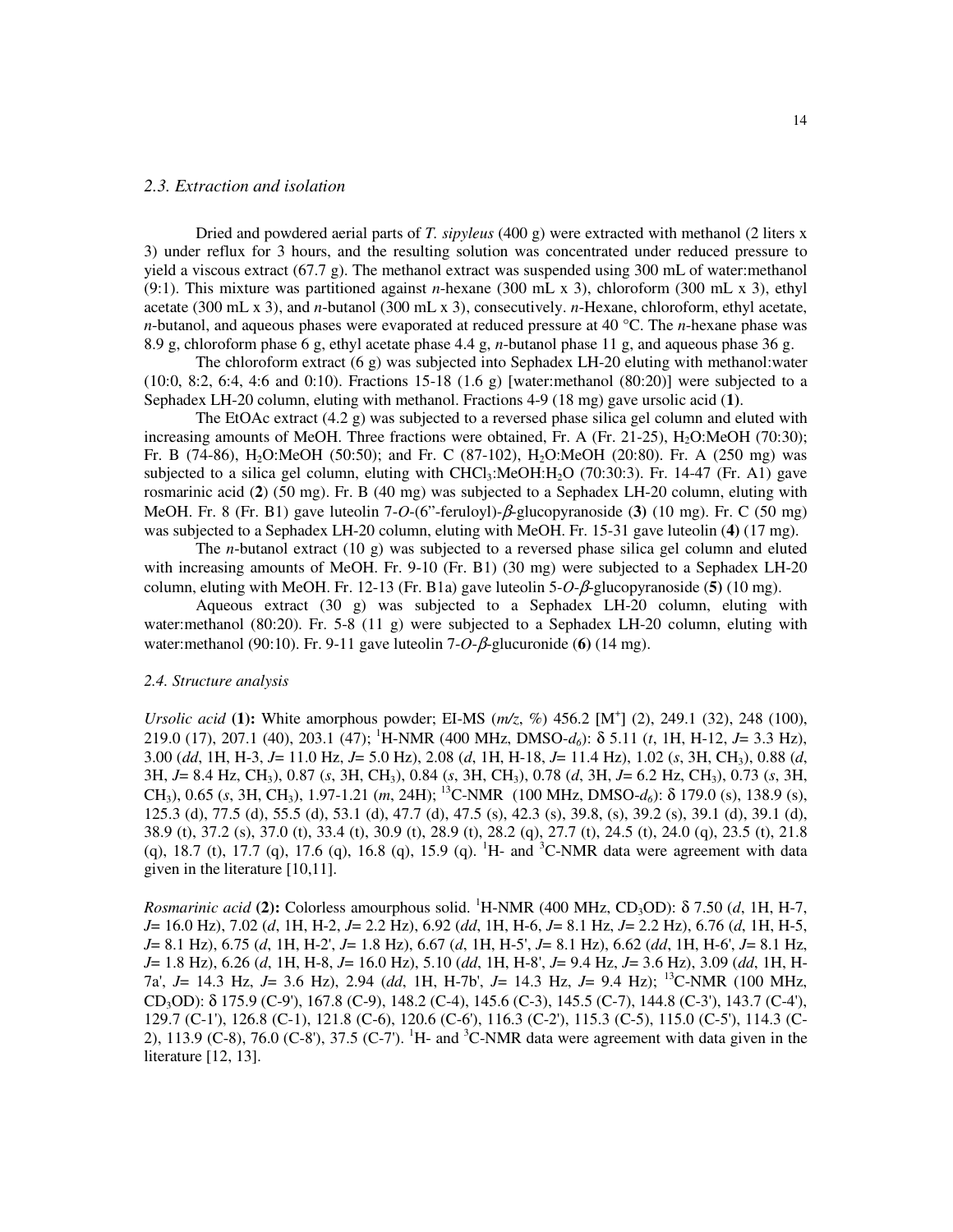### *2.3. Extraction and isolation*

Dried and powdered aerial parts of *T. sipyleus* (400 g) were extracted with methanol (2 liters x 3) under reflux for 3 hours, and the resulting solution was concentrated under reduced pressure to yield a viscous extract (67.7 g). The methanol extract was suspended using 300 mL of water:methanol (9:1). This mixture was partitioned against *n*-hexane (300 mL x 3), chloroform (300 mL x 3), ethyl acetate (300 mL x 3), and *n*-butanol (300 mL x 3), consecutively. *n*-Hexane, chloroform, ethyl acetate, *n*-butanol, and aqueous phases were evaporated at reduced pressure at 40 °C. The *n*-hexane phase was 8.9 g, chloroform phase 6 g, ethyl acetate phase 4.4 g, *n*-butanol phase 11 g, and aqueous phase 36 g.

The chloroform extract (6 g) was subjected into Sephadex LH-20 eluting with methanol:water (10:0, 8:2, 6:4, 4:6 and 0:10). Fractions 15-18 (1.6 g) [water:methanol (80:20)] were subjected to a Sephadex LH-20 column, eluting with methanol. Fractions 4-9 (18 mg) gave ursolic acid (**1**).

The EtOAc extract (4.2 g) was subjected to a reversed phase silica gel column and eluted with increasing amounts of MeOH. Three fractions were obtained, Fr. A (Fr. 21-25), $H_2O$:MeOH (70:30); Fr. B (74-86), $H_2O$:MeOH (50:50); and Fr. C (87-102), $H_2O$:MeOH (20:80). Fr. A (250 mg) was subjected to a silica gel column, eluting with $CHCl_3$:MeOH:$H_2O$ (70:30:3). Fr. 14-47 (Fr. A1) gave rosmarinic acid (**2**) (50 mg). Fr. B (40 mg) was subjected to a Sephadex LH-20 column, eluting with MeOH. Fr. 8 (Fr. B1) gave luteolin 7-*O*-(6''-feruloyl)-$\beta$-glucopyranoside (**3**) (10 mg). Fr. C (50 mg) was subjected to a Sephadex LH-20 column, eluting with MeOH. Fr. 15-31 gave luteolin (**4**) (17 mg).

The *n*-butanol extract (10 g) was subjected to a reversed phase silica gel column and eluted with increasing amounts of MeOH. Fr. 9-10 (Fr. B1) (30 mg) were subjected to a Sephadex LH-20 column, eluting with MeOH. Fr. 12-13 (Fr. B1a) gave luteolin 5-*O*-$\beta$-glucopyranoside (**5**) (10 mg).

Aqueous extract (30 g) was subjected to a Sephadex LH-20 column, eluting with water:methanol (80:20). Fr. 5-8 (11 g) were subjected to a Sephadex LH-20 column, eluting with water:methanol (90:10). Fr. 9-11 gave luteolin 7-*O*-$\beta$-glucuronide (**6**) (14 mg).

### *2.4. Structure analysis*

*Ursolic acid* (**1**)**:** White amorphous powder; EI-MS (*m/z*, %) 456.2 [$M^+$] (2), 249.1 (32), 248 (100), 219.0 (17), 207.1 (40), 203.1 (47); $^1$H-NMR (400 MHz, DMSO-$d_6$): δ 5.11 (*t*, 1H, H-12, *J*= 3.3 Hz), 3.00 (*dd*, 1H, H-3, *J*= 11.0 Hz, *J*= 5.0 Hz), 2.08 (*d*, 1H, H-18, *J*= 11.4 Hz), 1.02 (*s*, 3H, $CH_3$), 0.88 (*d*, 3H, *J*= 8.4 Hz, $CH_3$), 0.87 (*s*, 3H, $CH_3$), 0.84 (*s*, 3H, $CH_3$), 0.78 (*d*, 3H, *J*= 6.2 Hz, $CH_3$), 0.73 (*s*, 3H, $CH_3$), 0.65 (*s*, 3H, $CH_3$), 1.97-1.21 (*m*, 24H); $^{13}$C-NMR (100 MHz, DMSO-$d_6$): δ 179.0 (s), 138.9 (s), 125.3 (d), 77.5 (d), 55.5 (d), 53.1 (d), 47.7 (d), 47.5 (s), 42.3 (s), 39.8, (s), 39.2 (s), 39.1 (d), 39.1 (d), 38.9 (t), 37.2 (s), 37.0 (t), 33.4 (t), 30.9 (t), 28.9 (t), 28.2 (q), 27.7 (t), 24.5 (t), 24.0 (q), 23.5 (t), 21.8 (q), 18.7 (t), 17.7 (q), 17.6 (q), 16.8 (q), 15.9 (q). $^1$H- and $^3$C-NMR data were agreement with data given in the literature [10,11].

*Rosmarinic acid* (**2**)**:** Colorless amourphous solid. $^1$H-NMR (400 MHz, $CD_3OD$): δ 7.50 (*d*, 1H, H-7, *J*= 16.0 Hz), 7.02 (*d*, 1H, H-2, *J*= 2.2 Hz), 6.92 (*dd*, 1H, H-6, *J*= 8.1 Hz, *J*= 2.2 Hz), 6.76 (*d*, 1H, H-5, *J*= 8.1 Hz), 6.75 (*d*, 1H, H-2', *J*= 1.8 Hz), 6.67 (*d*, 1H, H-5', *J*= 8.1 Hz), 6.62 (*dd*, 1H, H-6', *J*= 8.1 Hz, *J*= 1.8 Hz), 6.26 (*d*, 1H, H-8, *J*= 16.0 Hz), 5.10 (*dd*, 1H, H-8', *J*= 9.4 Hz, *J*= 3.6 Hz), 3.09 (*dd*, 1H, H-7a', *J*= 14.3 Hz, *J*= 3.6 Hz), 2.94 (*dd*, 1H, H-7b', *J*= 14.3 Hz, *J*= 9.4 Hz); $^{13}$C-NMR (100 MHz, $CD_3OD$): δ 175.9 (C-9'), 167.8 (C-9), 148.2 (C-4), 145.6 (C-3), 145.5 (C-7), 144.8 (C-3'), 143.7 (C-4'), 129.7 (C-1'), 126.8 (C-1), 121.8 (C-6), 120.6 (C-6'), 116.3 (C-2'), 115.3 (C-5), 115.0 (C-5'), 114.3 (C-2), 113.9 (C-8), 76.0 (C-8'), 37.5 (C-7'). $^1$H- and $^3$C-NMR data were agreement with data given in the literature [12, 13].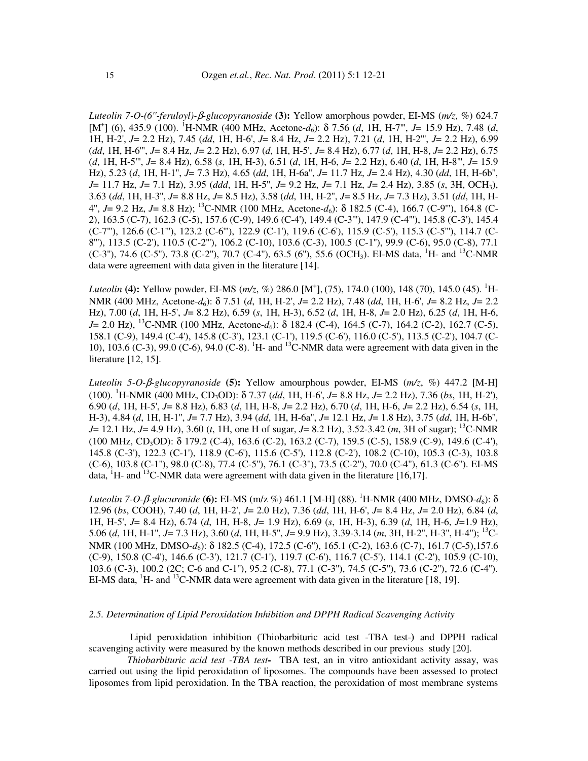*Luteolin 7-O-(6''-feruloyl)-β-glucopyranoside* **(3):** Yellow amorphous powder, EI-MS (*m/z*, %) 624.7 [M$^+$] (6), 435.9 (100). $^1$H-NMR (400 MHz, Acetone-$d_6$): δ 7.56 (*d*, 1H, H-7''', *J*= 15.9 Hz), 7.48 (*d*, 1H, H-2', *J*= 2.2 Hz), 7.45 (*dd*, 1H, H-6', *J*= 8.4 Hz, *J*= 2.2 Hz), 7.21 (*d*, 1H, H-2''', *J*= 2.2 Hz), 6.99 (*dd*, 1H, H-6''', *J*= 8.4 Hz, *J*= 2.2 Hz), 6.97 (*d*, 1H, H-5', *J*= 8.4 Hz), 6.77 (*d*, 1H, H-8, *J*= 2.2 Hz), 6.75 (*d*, 1H, H-5''', *J*= 8.4 Hz), 6.58 (*s*, 1H, H-3), 6.51 (*d*, 1H, H-6, *J*= 2.2 Hz), 6.40 (*d*, 1H, H-8''', *J*= 15.9 Hz), 5.23 (*d*, 1H, H-1'', *J*= 7.3 Hz), 4.65 (*dd*, 1H, H-6a'', *J*= 11.7 Hz, *J*= 2.4 Hz), 4.30 (*dd*, 1H, H-6b'', *J*= 11.7 Hz, *J*= 7.1 Hz), 3.95 (*ddd*, 1H, H-5'', *J*= 9.2 Hz, *J*= 7.1 Hz, *J*= 2.4 Hz), 3.85 (*s*, 3H, $OCH_3$), 3.63 (*dd*, 1H, H-3'', *J*= 8.8 Hz, *J*= 8.5 Hz), 3.58 (*dd*, 1H, H-2'', *J*= 8.5 Hz, *J*= 7.3 Hz), 3.51 (*dd*, 1H, H-4'', *J*= 9.2 Hz, *J*= 8.8 Hz); $^{13}$C-NMR (100 MHz, Acetone-$d_6$): δ 182.5 (C-4), 166.7 (C-9'''), 164.8 (C-2), 163.5 (C-7), 162.3 (C-5), 157.6 (C-9), 149.6 (C-4'), 149.4 (C-3'''), 147.9 (C-4'''), 145.8 (C-3'), 145.4 (C-7'''), 126.6 (C-1'''), 123.2 (C-6'''), 122.9 (C-1'), 119.6 (C-6'), 115.9 (C-5'), 115.3 (C-5'''), 114.7 (C-8'''), 113.5 (C-2'), 110.5 (C-2'''), 106.2 (C-10), 103.6 (C-3), 100.5 (C-1''), 99.9 (C-6), 95.0 (C-8), 77.1 (C-3''), 74.6 (C-5''), 73.8 (C-2''), 70.7 (C-4''), 63.5 (6''), 55.6 ($OCH_3$). EI-MS data, $^1$H- and $^{13}$C-NMR data were agreement with data given in the literature [14].

*Luteolin* **(4):** Yellow powder, EI-MS (*m/z*, %) 286.0 [M$^+$], (75), 174.0 (100), 148 (70), 145.0 (45). $^1$H-NMR (400 MHz, Acetone-$d_6$): δ 7.51 (*d*, 1H, H-2', *J*= 2.2 Hz), 7.48 (*dd*, 1H, H-6', *J*= 8.2 Hz, *J*= 2.2 Hz), 7.00 (*d*, 1H, H-5', *J*= 8.2 Hz), 6.59 (*s*, 1H, H-3), 6.52 (*d*, 1H, H-8, *J*= 2.0 Hz), 6.25 (*d*, 1H, H-6, *J*= 2.0 Hz), $^{13}$C-NMR (100 MHz, Acetone-$d_6$): δ 182.4 (C-4), 164.5 (C-7), 164.2 (C-2), 162.7 (C-5), 158.1 (C-9), 149.4 (C-4'), 145.8 (C-3'), 123.1 (C-1'), 119.5 (C-6'), 116.0 (C-5'), 113.5 (C-2'), 104.7 (C-10), 103.6 (C-3), 99.0 (C-6), 94.0 (C-8). $^1$H- and $^{13}$C-NMR data were agreement with data given in the literature [12, 15].

*Luteolin 5-O-β-glucopyranoside* **(5):** Yellow amourphous powder, EI-MS (*m/z*, %) 447.2 [M-H] (100). $^1$H-NMR (400 MHz, $CD_3OD$): δ 7.37 (*dd*, 1H, H-6', *J*= 8.8 Hz, *J*= 2.2 Hz), 7.36 (*bs*, 1H, H-2'), 6.90 (*d*, 1H, H-5', *J*= 8.8 Hz), 6.83 (*d*, 1H, H-8, *J*= 2.2 Hz), 6.70 (*d*, 1H, H-6, *J*= 2.2 Hz), 6.54 (*s*, 1H, H-3), 4.84 (*d*, 1H, H-1'', *J*= 7.7 Hz), 3.94 (*dd*, 1H, H-6a'', *J*= 12.1 Hz, *J*= 1.8 Hz), 3.75 (*dd*, 1H, H-6b'', *J*= 12.1 Hz, *J*= 4.9 Hz), 3.60 (*t*, 1H, one H of sugar, *J*= 8.2 Hz), 3.52-3.42 (*m*, 3H of sugar); $^{13}$C-NMR (100 MHz, $CD_3OD$): δ 179.2 (C-4), 163.6 (C-2), 163.2 (C-7), 159.5 (C-5), 158.9 (C-9), 149.6 (C-4'), 145.8 (C-3'), 122.3 (C-1'), 118.9 (C-6'), 115.6 (C-5'), 112.8 (C-2'), 108.2 (C-10), 105.3 (C-3), 103.8 (C-6), 103.8 (C-1''), 98.0 (C-8), 77.4 (C-5''), 76.1 (C-3''), 73.5 (C-2''), 70.0 (C-4''), 61.3 (C-6''). EI-MS data, $^1$H- and $^{13}$C-NMR data were agreement with data given in the literature [16,17].

*Luteolin 7-O-β-glucuronide* **(6):** EI-MS (m/z %) 461.1 [M-H] (88). $^1$H-NMR (400 MHz, DMSO-$d_6$): δ 12.96 (*bs*, COOH), 7.40 (*d*, 1H, H-2', *J*= 2.0 Hz), 7.36 (*dd*, 1H, H-6', *J*= 8.4 Hz, *J*= 2.0 Hz), 6.84 (*d*, 1H, H-5', *J*= 8.4 Hz), 6.74 (*d*, 1H, H-8, *J*= 1.9 Hz), 6.69 (*s*, 1H, H-3), 6.39 (*d*, 1H, H-6, *J*=1.9 Hz), 5.06 (*d*, 1H, H-1'', *J*= 7.3 Hz), 3.60 (*d*, 1H, H-5'', *J*= 9.9 Hz), 3.39-3.14 (*m*, 3H, H-2'', H-3'', H-4''); $^{13}$C-NMR (100 MHz, DMSO-$d_6$): δ 182.5 (C-4), 172.5 (C-6''), 165.1 (C-2), 163.6 (C-7), 161.7 (C-5),157.6 (C-9), 150.8 (C-4'), 146.6 (C-3'), 121.7 (C-1'), 119.7 (C-6'), 116.7 (C-5'), 114.1 (C-2'), 105.9 (C-10), 103.6 (C-3), 100.2 (2C; C-6 and C-1''), 95.2 (C-8), 77.1 (C-3''), 74.5 (C-5''), 73.6 (C-2''), 72.6 (C-4''). EI-MS data, $^1$H- and $^{13}$C-NMR data were agreement with data given in the literature [18, 19].

### *2.5. Determination of Lipid Peroxidation Inhibition and DPPH Radical Scavenging Activity*

Lipid peroxidation inhibition (Thiobarbituric acid test -TBA test-**)** and DPPH radical scavenging activity were measured by the known methods described in our previous study [20].

*Thiobarbituric acid test -TBA test-* TBA test, an in vitro antioxidant activity assay, was carried out using the lipid peroxidation of liposomes. The compounds have been assessed to protect liposomes from lipid peroxidation. In the TBA reaction, the peroxidation of most membrane systems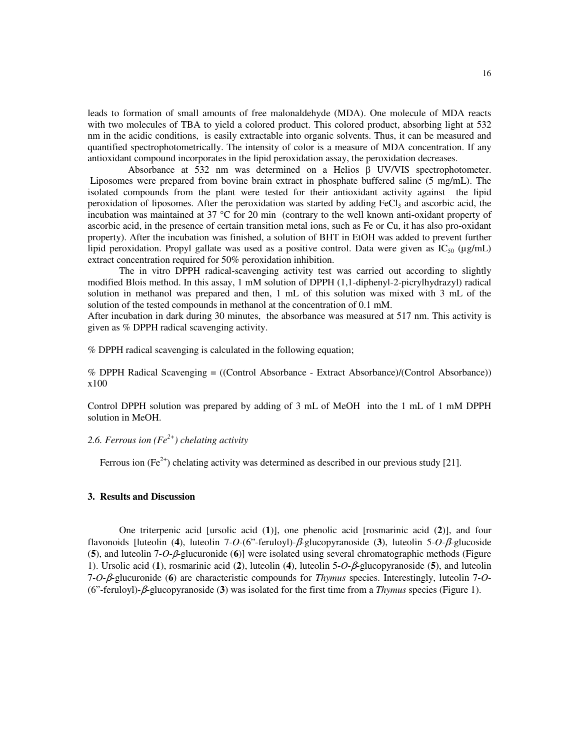leads to formation of small amounts of free malonaldehyde (MDA). One molecule of MDA reacts with two molecules of TBA to yield a colored product. This colored product, absorbing light at 532 nm in the acidic conditions, is easily extractable into organic solvents. Thus, it can be measured and quantified spectrophotometrically. The intensity of color is a measure of MDA concentration. If any antioxidant compound incorporates in the lipid peroxidation assay, the peroxidation decreases.

Absorbance at 532 nm was determined on a Helios β UV/VIS spectrophotometer. Liposomes were prepared from bovine brain extract in phosphate buffered saline (5 mg/mL). The isolated compounds from the plant were tested for their antioxidant activity against the lipid peroxidation of liposomes. After the peroxidation was started by adding $FeCl_3$ and ascorbic acid, the incubation was maintained at 37 °C for 20 min (contrary to the well known anti-oxidant property of ascorbic acid, in the presence of certain transition metal ions, such as Fe or Cu, it has also pro-oxidant property). After the incubation was finished, a solution of BHT in EtOH was added to prevent further lipid peroxidation. Propyl gallate was used as a positive control. Data were given as $IC_{50}$ (µg/mL) extract concentration required for 50% peroxidation inhibition.

The in vitro DPPH radical-scavenging activity test was carried out according to slightly modified Blois method. In this assay, 1 mM solution of DPPH (1,1-diphenyl-2-picrylhydrazyl) radical solution in methanol was prepared and then, 1 mL of this solution was mixed with 3 mL of the solution of the tested compounds in methanol at the concentration of 0.1 mM.

After incubation in dark during 30 minutes, the absorbance was measured at 517 nm. This activity is given as % DPPH radical scavenging activity.

% DPPH radical scavenging is calculated in the following equation;

% DPPH Radical Scavenging = ((Control Absorbance - Extract Absorbance)/(Control Absorbance)) x100

Control DPPH solution was prepared by adding of 3 mL of MeOH into the 1 mL of 1 mM DPPH solution in MeOH.

### *2.6. Ferrous ion ($Fe^{2+}$) chelating activity*

Ferrous ion ($Fe^{2+}$) chelating activity was determined as described in our previous study [21].

## 3. Results and Discussion

One triterpenic acid [ursolic acid (**1**)], one phenolic acid [rosmarinic acid (**2**)], and four flavonoids [luteolin (**4**), luteolin 7-*O*-(6"-feruloyl)-*β*-glucopyranoside (**3**), luteolin 5-*O*-*β*-glucoside (**5**), and luteolin 7-*O*-*β*-glucuronide (**6**)] were isolated using several chromatographic methods (Figure 1). Ursolic acid (**1**), rosmarinic acid (**2**), luteolin (**4**), luteolin 5-*O*-*β*-glucopyranoside (**5**), and luteolin 7-*O*-*β*-glucuronide (**6**) are characteristic compounds for *Thymus* species. Interestingly, luteolin 7-*O*-(6"-feruloyl)-*β*-glucopyranoside (**3**) was isolated for the first time from a *Thymus* species (Figure 1).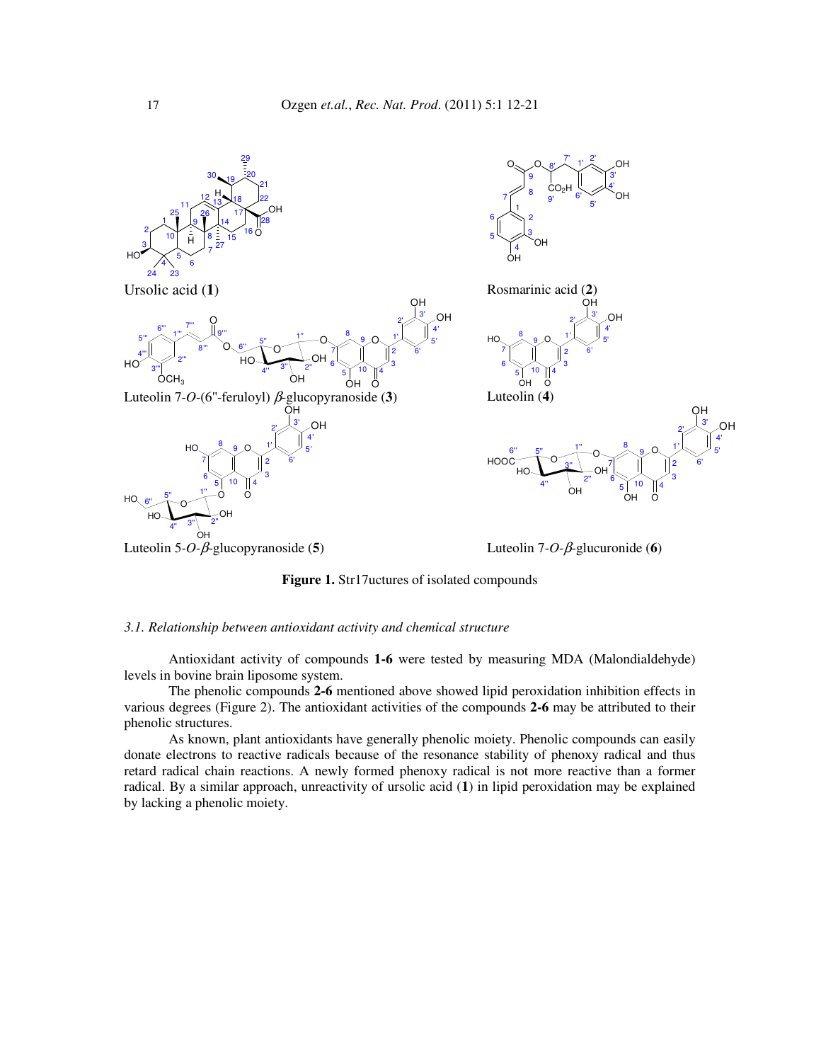Ursolic acid (**1**)

Rosmarinic acid (**2**)

Luteolin 7-*O*-(6''-feruloyl) *β*-glucopyranoside (**3**)

Luteolin (**4**)

Luteolin 5-*O*-*β*-glucopyranoside (**5**)

Luteolin 7-*O*-*β*-glucuronide (**6**)

**Figure 1.** Str17uctures of isolated compounds

*3.1. Relationship between antioxidant activity and chemical structure*

Antioxidant activity of compounds **1-6** were tested by measuring MDA (Malondialdehyde) levels in bovine brain liposome system.

The phenolic compounds **2-6** mentioned above showed lipid peroxidation inhibition effects in various degrees (Figure 2). The antioxidant activities of the compounds **2-6** may be attributed to their phenolic structures.

As known, plant antioxidants have generally phenolic moiety. Phenolic compounds can easily donate electrons to reactive radicals because of the resonance stability of phenoxy radical and thus retard radical chain reactions. A newly formed phenoxy radical is not more reactive than a former radical. By a similar approach, unreactivity of ursolic acid (**1**) in lipid peroxidation may be explained by lacking a phenolic moiety.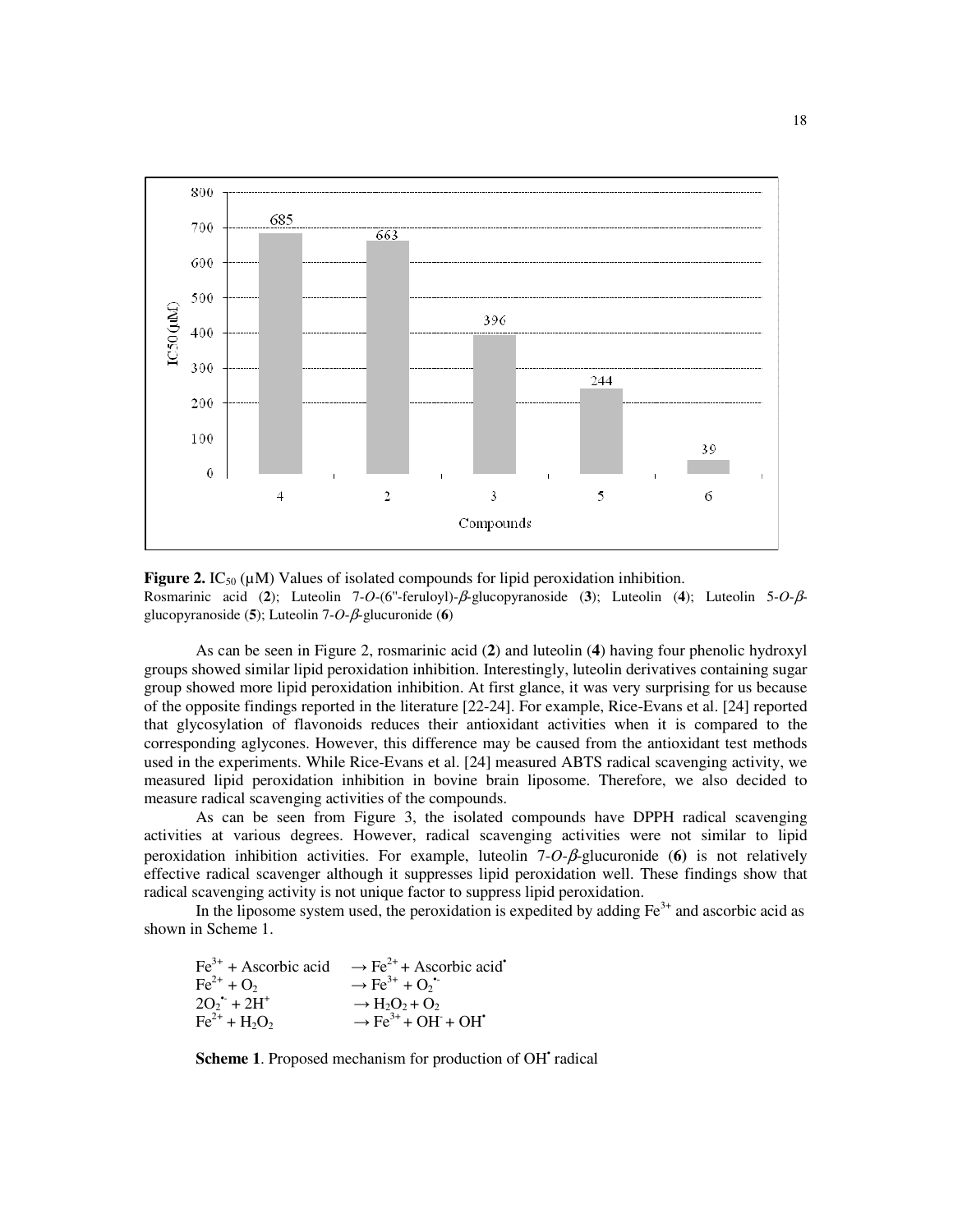**Figure 2.** $IC_{50}$ (μM) Values of isolated compounds for lipid peroxidation inhibition.
Rosmarinic acid (**2**); Luteolin 7-*O*-(6''-feruloyl)-*β*-glucopyranoside (**3**); Luteolin (**4**); Luteolin 5-*O*-*β*-glucopyranoside (**5**); Luteolin 7-*O*-*β*-glucuronide (**6**)

As can be seen in Figure 2, rosmarinic acid (**2**) and luteolin (**4**) having four phenolic hydroxyl groups showed similar lipid peroxidation inhibition. Interestingly, luteolin derivatives containing sugar group showed more lipid peroxidation inhibition. At first glance, it was very surprising for us because of the opposite findings reported in the literature [22-24]. For example, Rice-Evans et al. [24] reported that glycosylation of flavonoids reduces their antioxidant activities when it is compared to the corresponding aglycones. However, this difference may be caused from the antioxidant test methods used in the experiments. While Rice-Evans et al. [24] measured ABTS radical scavenging activity, we measured lipid peroxidation inhibition in bovine brain liposome. Therefore, we also decided to measure radical scavenging activities of the compounds.

As can be seen from Figure 3, the isolated compounds have DPPH radical scavenging activities at various degrees. However, radical scavenging activities were not similar to lipid peroxidation inhibition activities. For example, luteolin 7-*O*-*β*-glucuronide (**6**) is not relatively effective radical scavenger although it suppresses lipid peroxidation well. These findings show that radical scavenging activity is not unique factor to suppress lipid peroxidation.

In the liposome system used, the peroxidation is expedited by adding $Fe^{3+}$ and ascorbic acid as shown in Scheme 1.

$$Fe^{3+} + \text{Ascorbic acid} \rightarrow Fe^{2+} + \text{Ascorbic acid}^{\bullet}$$
$$Fe^{2+} + O_2 \rightarrow Fe^{3+} + O_2^{\bullet -}$$
$$2O_2^{\bullet -} + 2H^+ \rightarrow H_2O_2 + O_2$$
$$Fe^{2+} + H_2O_2 \rightarrow Fe^{3+} + OH^- + OH^{\bullet}$$

**Scheme 1**. Proposed mechanism for production of $OH^{\bullet}$ radical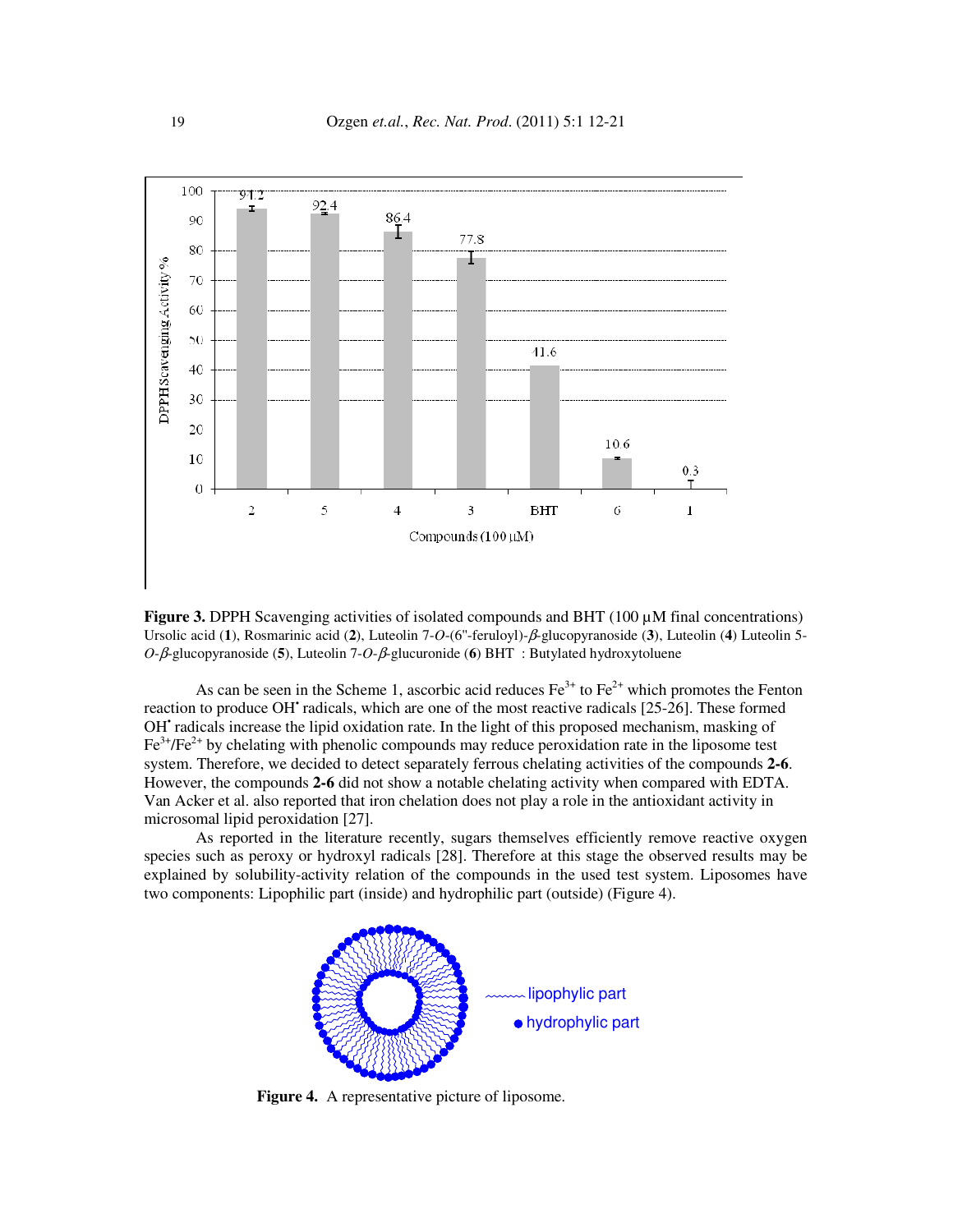**Figure 3.** DPPH Scavenging activities of isolated compounds and BHT (100 µM final concentrations) Ursolic acid (**1**), Rosmarinic acid (**2**), Luteolin 7-*O*-(6''-feruloyl)-*β*-glucopyranoside (**3**), Luteolin (**4**) Luteolin 5-*O*-*β*-glucopyranoside (**5**), Luteolin 7-*O*-*β*-glucuronide (**6**) BHT : Butylated hydroxytoluene

As can be seen in the Scheme 1, ascorbic acid reduces $Fe^{3+}$ to $Fe^{2+}$ which promotes the Fenton reaction to produce $OH^{\bullet}$ radicals, which are one of the most reactive radicals [25-26]. These formed $OH^{\bullet}$ radicals increase the lipid oxidation rate. In the light of this proposed mechanism, masking of $Fe^{3+}/Fe^{2+}$ by chelating with phenolic compounds may reduce peroxidation rate in the liposome test system. Therefore, we decided to detect separately ferrous chelating activities of the compounds **2-6**. However, the compounds **2-6** did not show a notable chelating activity when compared with EDTA. Van Acker et al. also reported that iron chelation does not play a role in the antioxidant activity in microsomal lipid peroxidation [27].

As reported in the literature recently, sugars themselves efficiently remove reactive oxygen species such as peroxy or hydroxyl radicals [28]. Therefore at this stage the observed results may be explained by solubility-activity relation of the compounds in the used test system. Liposomes have two components: Lipophilic part (inside) and hydrophilic part (outside) (Figure 4).

**Figure 4.** A representative picture of liposome.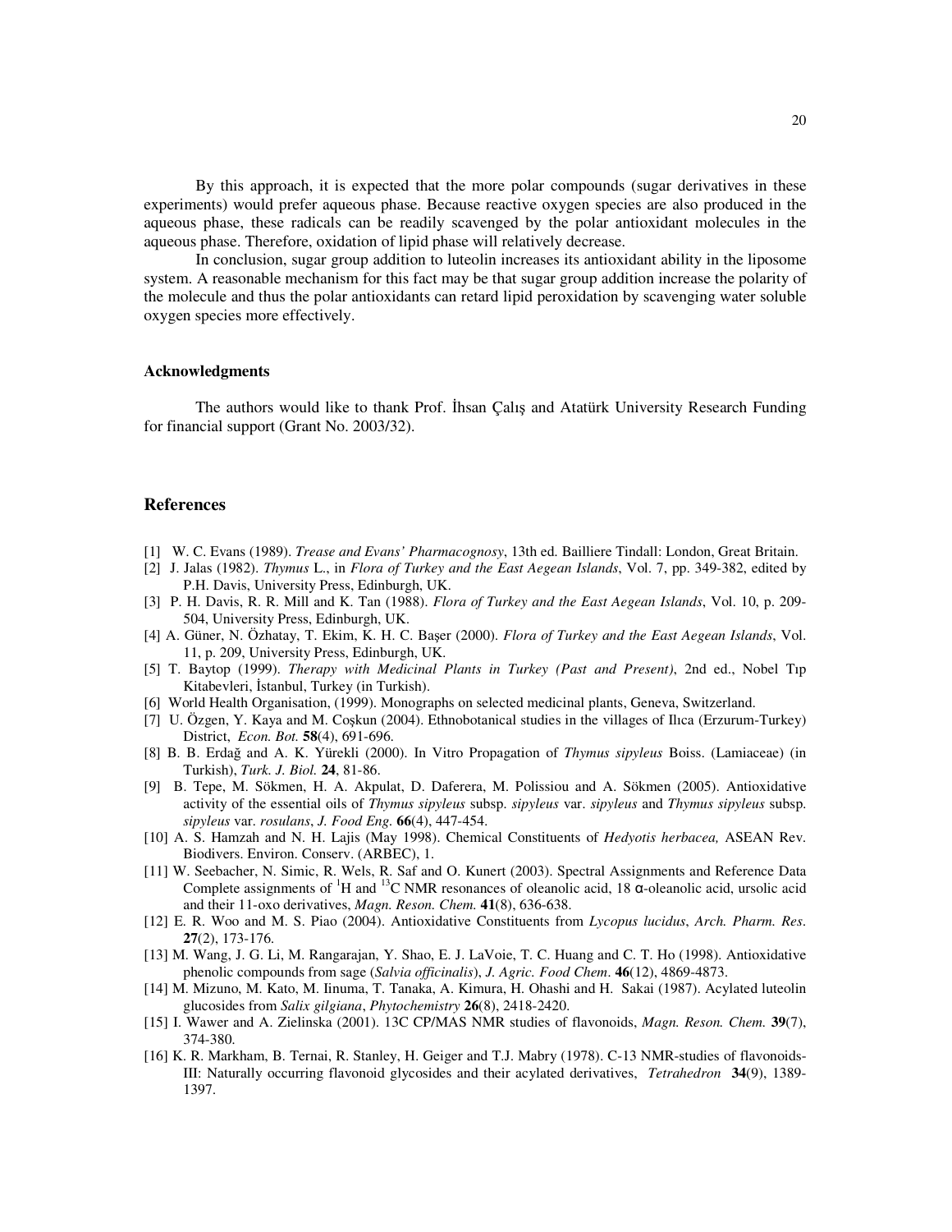By this approach, it is expected that the more polar compounds (sugar derivatives in these experiments) would prefer aqueous phase. Because reactive oxygen species are also produced in the aqueous phase, these radicals can be readily scavenged by the polar antioxidant molecules in the aqueous phase. Therefore, oxidation of lipid phase will relatively decrease.

In conclusion, sugar group addition to luteolin increases its antioxidant ability in the liposome system. A reasonable mechanism for this fact may be that sugar group addition increase the polarity of the molecule and thus the polar antioxidants can retard lipid peroxidation by scavenging water soluble oxygen species more effectively.

### Acknowledgments

The authors would like to thank Prof. İhsan Çalış and Atatürk University Research Funding for financial support (Grant No. 2003/32).

## References

[1] W. C. Evans (1989). *Trease and Evans' Pharmacognosy*, 13th ed. Bailliere Tindall: London, Great Britain.

[2] J. Jalas (1982). *Thymus* L., in *Flora of Turkey and the East Aegean Islands*, Vol. 7, pp. 349-382, edited by P.H. Davis, University Press, Edinburgh, UK.

[3] P. H. Davis, R. R. Mill and K. Tan (1988). *Flora of Turkey and the East Aegean Islands*, Vol. 10, p. 209-504, University Press, Edinburgh, UK.

[4] A. Güner, N. Özhatay, T. Ekim, K. H. C. Başer (2000). *Flora of Turkey and the East Aegean Islands*, Vol. 11, p. 209, University Press, Edinburgh, UK.

[5] T. Baytop (1999). *Therapy with Medicinal Plants in Turkey (Past and Present)*, 2nd ed., Nobel Tıp Kitabevleri, İstanbul, Turkey (in Turkish).

[6] World Health Organisation, (1999). Monographs on selected medicinal plants, Geneva, Switzerland.

[7] U. Özgen, Y. Kaya and M. Coşkun (2004). Ethnobotanical studies in the villages of Ilıca (Erzurum-Turkey) District, *Econ. Bot.* **58**(4), 691-696.

[8] B. B. Erdağ and A. K. Yürekli (2000). In Vitro Propagation of *Thymus sipyleus* Boiss. (Lamiaceae) (in Turkish), *Turk. J. Biol.* **24**, 81-86.

[9] B. Tepe, M. Sökmen, H. A. Akpulat, D. Daferera, M. Polissiou and A. Sökmen (2005). Antioxidative activity of the essential oils of *Thymus sipyleus* subsp. *sipyleus* var. *sipyleus* and *Thymus sipyleus* subsp. *sipyleus* var. *rosulans*, *J. Food Eng.* **66**(4), 447-454.

[10] A. S. Hamzah and N. H. Lajis (May 1998). Chemical Constituents of *Hedyotis herbacea,* ASEAN Rev. Biodivers. Environ. Conserv. (ARBEC), 1.

[11] W. Seebacher, N. Simic, R. Wels, R. Saf and O. Kunert (2003). Spectral Assignments and Reference Data Complete assignments of $^{1}$H and $^{13}$C NMR resonances of oleanolic acid, 18 α-oleanolic acid, ursolic acid and their 11-oxo derivatives, *Magn. Reson. Chem.* **41**(8), 636-638.

[12] E. R. Woo and M. S. Piao (2004). Antioxidative Constituents from *Lycopus lucidus*, *Arch. Pharm. Res*. **27**(2), 173-176.

[13] M. Wang, J. G. Li, M. Rangarajan, Y. Shao, E. J. LaVoie, T. C. Huang and C. T. Ho (1998). Antioxidative phenolic compounds from sage (*Salvia officinalis*), *J. Agric. Food Chem*. **46**(12), 4869-4873.

[14] M. Mizuno, M. Kato, M. Iinuma, T. Tanaka, A. Kimura, H. Ohashi and H. Sakai (1987). Acylated luteolin glucosides from *Salix gilgiana*, *Phytochemistry* **26**(8), 2418-2420.

[15] I. Wawer and A. Zielinska (2001). 13C CP/MAS NMR studies of flavonoids, *Magn. Reson. Chem.* **39**(7), 374-380.

[16] K. R. Markham, B. Ternai, R. Stanley, H. Geiger and T.J. Mabry (1978). C-13 NMR-studies of flavonoids-III: Naturally occurring flavonoid glycosides and their acylated derivatives, *Tetrahedron* **34**(9), 1389-1397.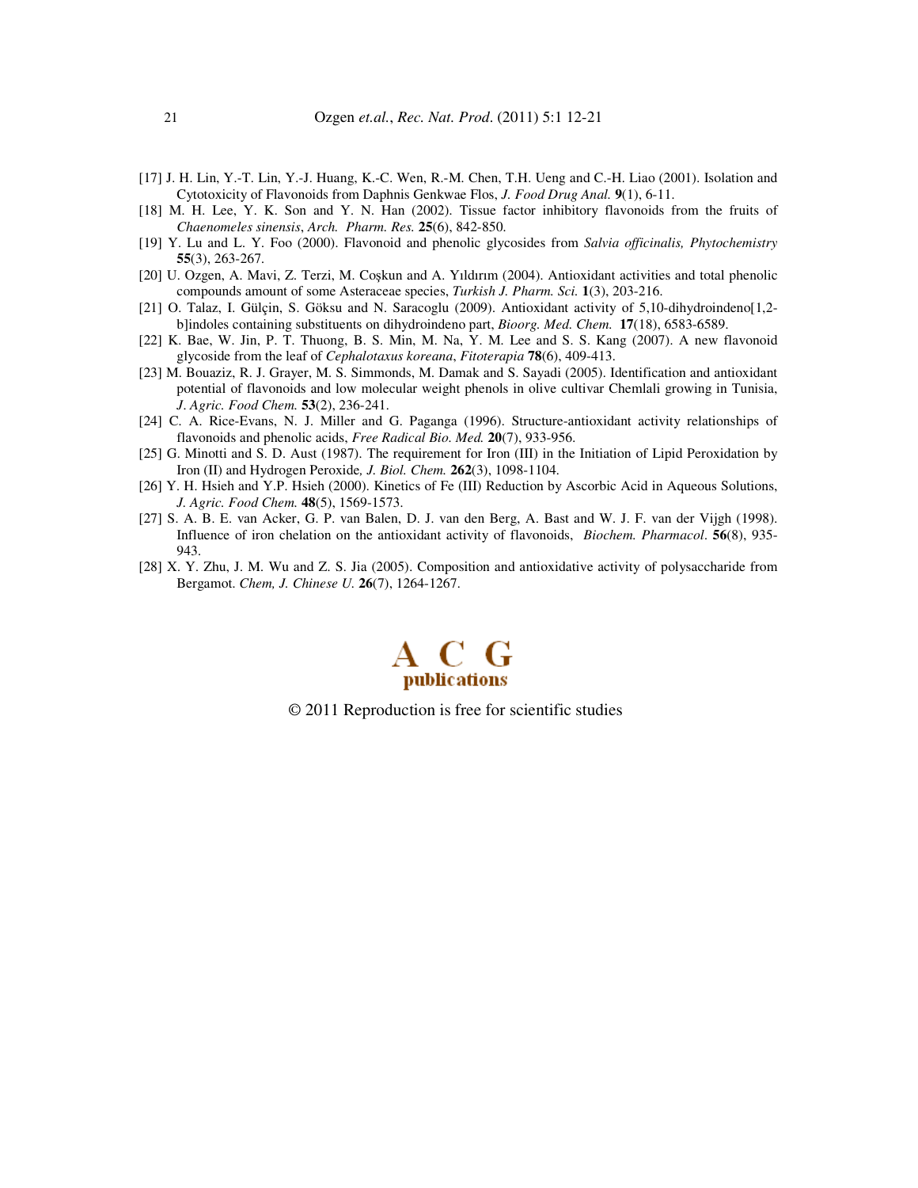[17] J. H. Lin, Y.-T. Lin, Y.-J. Huang, K.-C. Wen, R.-M. Chen, T.H. Ueng and C.-H. Liao (2001). Isolation and Cytotoxicity of Flavonoids from Daphnis Genkwae Flos, *J. Food Drug Anal.* **9**(1), 6-11.

[18] M. H. Lee, Y. K. Son and Y. N. Han (2002). Tissue factor inhibitory flavonoids from the fruits of *Chaenomeles sinensis*, *Arch. Pharm. Res.* **25**(6), 842-850.

[19] Y. Lu and L. Y. Foo (2000). Flavonoid and phenolic glycosides from *Salvia officinalis, Phytochemistry* **55**(3), 263-267.

[20] U. Ozgen, A. Mavi, Z. Terzi, M. Coşkun and A. Yıldırım (2004). Antioxidant activities and total phenolic compounds amount of some Asteraceae species, *Turkish J. Pharm. Sci.* **1**(3), 203-216.

[21] O. Talaz, I. Gülçin, S. Göksu and N. Saracoglu (2009). Antioxidant activity of 5,10-dihydroindeno[1,2-b]indoles containing substituents on dihydroindeno part, *Bioorg. Med. Chem.* **17**(18), 6583-6589.

[22] K. Bae, W. Jin, P. T. Thuong, B. S. Min, M. Na, Y. M. Lee and S. S. Kang (2007). A new flavonoid glycoside from the leaf of *Cephalotaxus koreana*, *Fitoterapia* **78**(6), 409-413.

[23] M. Bouaziz, R. J. Grayer, M. S. Simmonds, M. Damak and S. Sayadi (2005). Identification and antioxidant potential of flavonoids and low molecular weight phenols in olive cultivar Chemlali growing in Tunisia, *J. Agric. Food Chem.* **53**(2), 236-241.

[24] C. A. Rice-Evans, N. J. Miller and G. Paganga (1996). Structure-antioxidant activity relationships of flavonoids and phenolic acids, *Free Radical Bio. Med.* **20**(7), 933-956.

[25] G. Minotti and S. D. Aust (1987). The requirement for Iron (III) in the Initiation of Lipid Peroxidation by Iron (II) and Hydrogen Peroxide*, J. Biol. Chem.* **262**(3), 1098-1104.

[26] Y. H. Hsieh and Y.P. Hsieh (2000). Kinetics of Fe (III) Reduction by Ascorbic Acid in Aqueous Solutions, *J. Agric. Food Chem.* **48**(5), 1569-1573.

[27] S. A. B. E. van Acker, G. P. van Balen, D. J. van den Berg, A. Bast and W. J. F. van der Vijgh (1998). Influence of iron chelation on the antioxidant activity of flavonoids, *Biochem. Pharmacol*. **56**(8), 935-943.

[28] X. Y. Zhu, J. M. Wu and Z. S. Jia (2005). Composition and antioxidative activity of polysaccharide from Bergamot. *Chem, J. Chinese U.* **26**(7), 1264-1267.

A C G
publications

© 2011 Reproduction is free for scientific studies